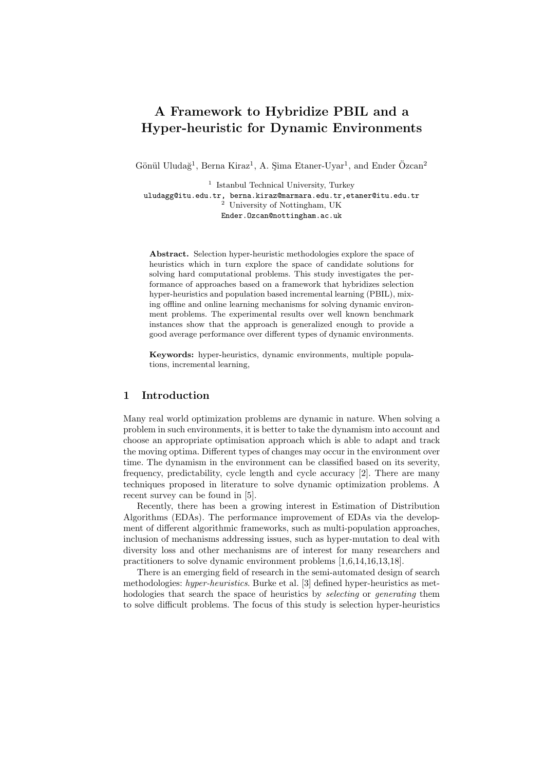# A Framework to Hybridize PBIL and a Hyper-heuristic for Dynamic Environments

Gönül Uludağ[1], Berna Kiraz[1], A. Şima Etaner-Uyar[1], and Ender Özcan[2]

[1] Istanbul Technical University, Turkey
uludagg@itu.edu.tr, berna.kiraz@marmara.edu.tr,etaner@itu.edu.tr
[2] University of Nottingham, UK
Ender.Ozcan@nottingham.ac.uk

**Abstract.** Selection hyper-heuristic methodologies explore the space of heuristics which in turn explore the space of candidate solutions for solving hard computational problems. This study investigates the performance of approaches based on a framework that hybridizes selection hyper-heuristics and population based incremental learning (PBIL), mixing offline and online learning mechanisms for solving dynamic environment problems. The experimental results over well known benchmark instances show that the approach is generalized enough to provide a good average performance over different types of dynamic environments.

**Keywords:** hyper-heuristics, dynamic environments, multiple populations, incremental learning,

## 1 Introduction

Many real world optimization problems are dynamic in nature. When solving a problem in such environments, it is better to take the dynamism into account and choose an appropriate optimisation approach which is able to adapt and track the moving optima. Different types of changes may occur in the environment over time. The dynamism in the environment can be classified based on its severity, frequency, predictability, cycle length and cycle accuracy [2]. There are many techniques proposed in literature to solve dynamic optimization problems. A recent survey can be found in [5].

Recently, there has been a growing interest in Estimation of Distribution Algorithms (EDAs). The performance improvement of EDAs via the development of different algorithmic frameworks, such as multi-population approaches, inclusion of mechanisms addressing issues, such as hyper-mutation to deal with diversity loss and other mechanisms are of interest for many researchers and practitioners to solve dynamic environment problems [1,6,14,16,13,18].

There is an emerging field of research in the semi-automated design of search methodologies: *hyper-heuristics*. Burke et al. [3] defined hyper-heuristics as methodologies that search the space of heuristics by *selecting* or *generating* them to solve difficult problems. The focus of this study is selection hyper-heuristics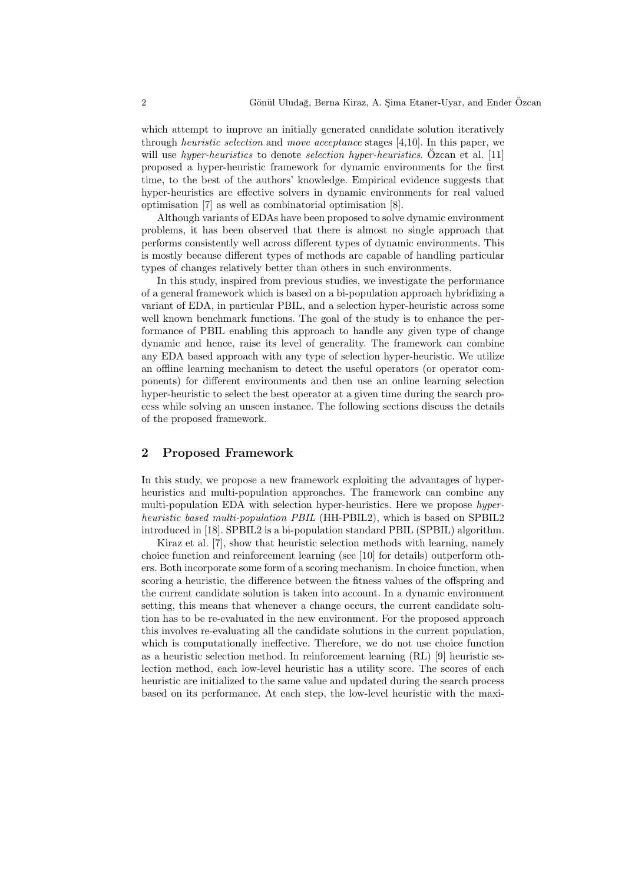which attempt to improve an initially generated candidate solution iteratively through *heuristic selection* and *move acceptance* stages [4,10]. In this paper, we will use *hyper-heuristics* to denote *selection hyper-heuristics*. Özcan et al. [11] proposed a hyper-heuristic framework for dynamic environments for the first time, to the best of the authors' knowledge. Empirical evidence suggests that hyper-heuristics are effective solvers in dynamic environments for real valued optimisation [7] as well as combinatorial optimisation [8].

Although variants of EDAs have been proposed to solve dynamic environment problems, it has been observed that there is almost no single approach that performs consistently well across different types of dynamic environments. This is mostly because different types of methods are capable of handling particular types of changes relatively better than others in such environments.

In this study, inspired from previous studies, we investigate the performance of a general framework which is based on a bi-population approach hybridizing a variant of EDA, in particular PBIL, and a selection hyper-heuristic across some well known benchmark functions. The goal of the study is to enhance the performance of PBIL enabling this approach to handle any given type of change dynamic and hence, raise its level of generality. The framework can combine any EDA based approach with any type of selection hyper-heuristic. We utilize an offline learning mechanism to detect the useful operators (or operator components) for different environments and then use an online learning selection hyper-heuristic to select the best operator at a given time during the search process while solving an unseen instance. The following sections discuss the details of the proposed framework.

## 2 Proposed Framework

In this study, we propose a new framework exploiting the advantages of hyper-heuristics and multi-population approaches. The framework can combine any multi-population EDA with selection hyper-heuristics. Here we propose *hyper-heuristic based multi-population PBIL* (HH-PBIL2), which is based on SPBIL2 introduced in [18]. SPBIL2 is a bi-population standard PBIL (SPBIL) algorithm.

Kiraz et al. [7], show that heuristic selection methods with learning, namely choice function and reinforcement learning (see [10] for details) outperform others. Both incorporate some form of a scoring mechanism. In choice function, when scoring a heuristic, the difference between the fitness values of the offspring and the current candidate solution is taken into account. In a dynamic environment setting, this means that whenever a change occurs, the current candidate solution has to be re-evaluated in the new environment. For the proposed approach this involves re-evaluating all the candidate solutions in the current population, which is computationally ineffective. Therefore, we do not use choice function as a heuristic selection method. In reinforcement learning (RL) [9] heuristic selection method, each low-level heuristic has a utility score. The scores of each heuristic are initialized to the same value and updated during the search process based on its performance. At each step, the low-level heuristic with the maxi-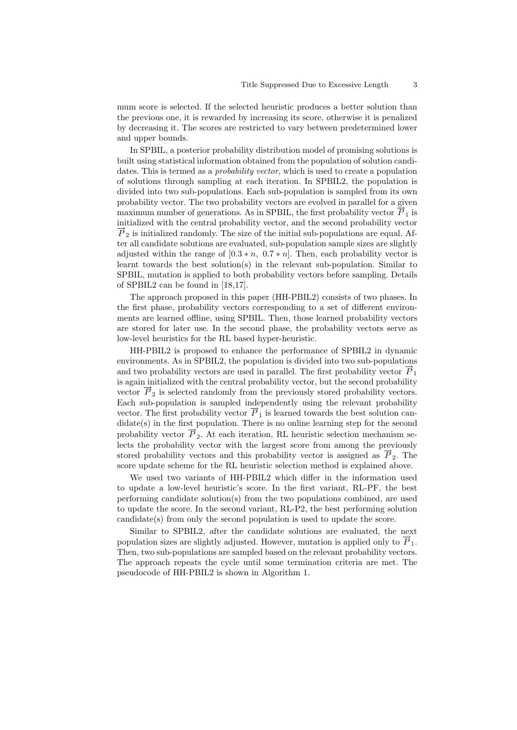mum score is selected. If the selected heuristic produces a better solution than the previous one, it is rewarded by increasing its score, otherwise it is penalized by decreasing it. The scores are restricted to vary between predetermined lower and upper bounds.

In SPBIL, a posterior probability distribution model of promising solutions is built using statistical information obtained from the population of solution candidates. This is termed as a *probability vector*, which is used to create a population of solutions through sampling at each iteration. In SPBIL2, the population is divided into two sub-populations. Each sub-population is sampled from its own probability vector. The two probability vectors are evolved in parallel for a given maximum number of generations. As in SPBIL, the first probability vector $\overrightarrow{P}_1$ is initialized with the central probability vector, and the second probability vector $\overrightarrow{P}_2$ is initialized randomly. The size of the initial sub-populations are equal. After all candidate solutions are evaluated, sub-population sample sizes are slightly adjusted within the range of $[0.3 * n,\ 0.7 * n]$. Then, each probability vector is learnt towards the best solution(s) in the relevant sub-population. Similar to SPBIL, mutation is applied to both probability vectors before sampling. Details of SPBIL2 can be found in [18,17].

The approach proposed in this paper (HH-PBIL2) consists of two phases. In the first phase, probability vectors corresponding to a set of different environments are learned offline, using SPBIL. Then, those learned probability vectors are stored for later use. In the second phase, the probability vectors serve as low-level heuristics for the RL based hyper-heuristic.

HH-PBIL2 is proposed to enhance the performance of SPBIL2 in dynamic environments. As in SPBIL2, the population is divided into two sub-populations and two probability vectors are used in parallel. The first probability vector $\overrightarrow{P}_1$ is again initialized with the central probability vector, but the second probability vector $\overrightarrow{P}_2$ is selected randomly from the previously stored probability vectors. Each sub-population is sampled independently using the relevant probability vector. The first probability vector $\overrightarrow{P}_1$ is learned towards the best solution candidate(s) in the first population. There is no online learning step for the second probability vector $\overrightarrow{P}_2$. At each iteration, RL heuristic selection mechanism selects the probability vector with the largest score from among the previously stored probability vectors and this probability vector is assigned as $\overrightarrow{P}_2$. The score update scheme for the RL heuristic selection method is explained above.

We used two variants of HH-PBIL2 which differ in the information used to update a low-level heuristic's score. In the first variant, RL-PF, the best performing candidate solution(s) from the two populations combined, are used to update the score. In the second variant, RL-P2, the best performing solution candidate(s) from only the second population is used to update the score.

Similar to SPBIL2, after the candidate solutions are evaluated, the next population sizes are slightly adjusted. However, mutation is applied only to $\overrightarrow{P}_1$. Then, two sub-populations are sampled based on the relevant probability vectors. The approach repeats the cycle until some termination criteria are met. The pseudocode of HH-PBIL2 is shown in Algorithm 1.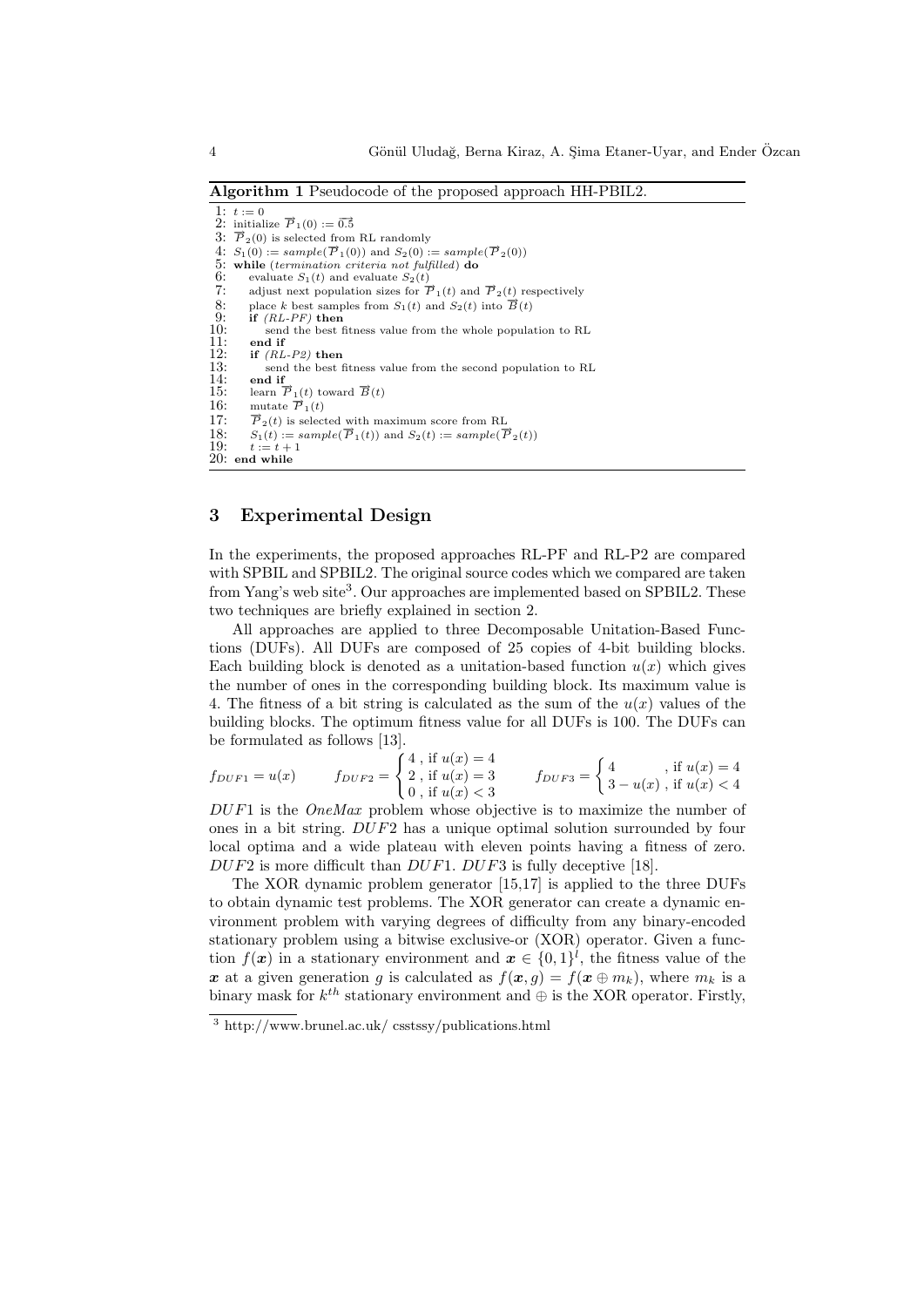**Algorithm 1** Pseudocode of the proposed approach HH-PBIL2.

```
1: t := 0
2: initialize P⃗1(0) := 0.5⃗
3: P⃗2(0) is selected from RL randomly
4: S1(0) := sample(P⃗1(0)) and S2(0) := sample(P⃗2(0))
5: while (termination criteria not fulfilled) do
6:    evaluate S1(t) and evaluate S2(t)
7:    adjust next population sizes for P⃗1(t) and P⃗2(t) respectively
8:    place k best samples from S1(t) and S2(t) into B⃗(t)
9:    if (RL-PF) then
10:       send the best fitness value from the whole population to RL
11:   end if
12:   if (RL-P2) then
13:       send the best fitness value from the second population to RL
14:   end if
15:   learn P⃗1(t) toward B⃗(t)
16:   mutate P⃗1(t)
17:   P⃗2(t) is selected with maximum score from RL
18:   S1(t) := sample(P⃗1(t)) and S2(t) := sample(P⃗2(t))
19:   t := t + 1
20: end while
```

## 3 Experimental Design

In the experiments, the proposed approaches RL-PF and RL-P2 are compared with SPBIL and SPBIL2. The original source codes which we compared are taken from Yang's web site[3]. Our approaches are implemented based on SPBIL2. These two techniques are briefly explained in section 2.

All approaches are applied to three Decomposable Unitation-Based Functions (DUFs). All DUFs are composed of 25 copies of 4-bit building blocks. Each building block is denoted as a unitation-based function $u(x)$ which gives the number of ones in the corresponding building block. Its maximum value is 4. The fitness of a bit string is calculated as the sum of the $u(x)$ values of the building blocks. The optimum fitness value for all DUFs is 100. The DUFs can be formulated as follows [13].

$$f_{DUF1} = u(x) \qquad f_{DUF2} = \begin{cases} 4 \text{ , if } u(x) = 4 \\ 2 \text{ , if } u(x) = 3 \\ 0 \text{ , if } u(x) < 3 \end{cases} \qquad f_{DUF3} = \begin{cases} 4 & \text{, if } u(x) = 4 \\ 3 - u(x) & \text{, if } u(x) < 4 \end{cases}$$

$DUF1$ is the *OneMax* problem whose objective is to maximize the number of ones in a bit string. $DUF2$ has a unique optimal solution surrounded by four local optima and a wide plateau with eleven points having a fitness of zero. $DUF2$ is more difficult than $DUF1$. $DUF3$ is fully deceptive [18].

The XOR dynamic problem generator [15,17] is applied to the three DUFs to obtain dynamic test problems. The XOR generator can create a dynamic environment problem with varying degrees of difficulty from any binary-encoded stationary problem using a bitwise exclusive-or (XOR) operator. Given a function $f(\boldsymbol{x})$ in a stationary environment and $\boldsymbol{x} \in \{0,1\}^l$, the fitness value of the $\boldsymbol{x}$ at a given generation $g$ is calculated as $f(\boldsymbol{x}, g) = f(\boldsymbol{x} \oplus m_k)$, where $m_k$ is a binary mask for $k^{th}$ stationary environment and $\oplus$ is the XOR operator. Firstly,

[3] http://www.brunel.ac.uk/ csstssy/publications.html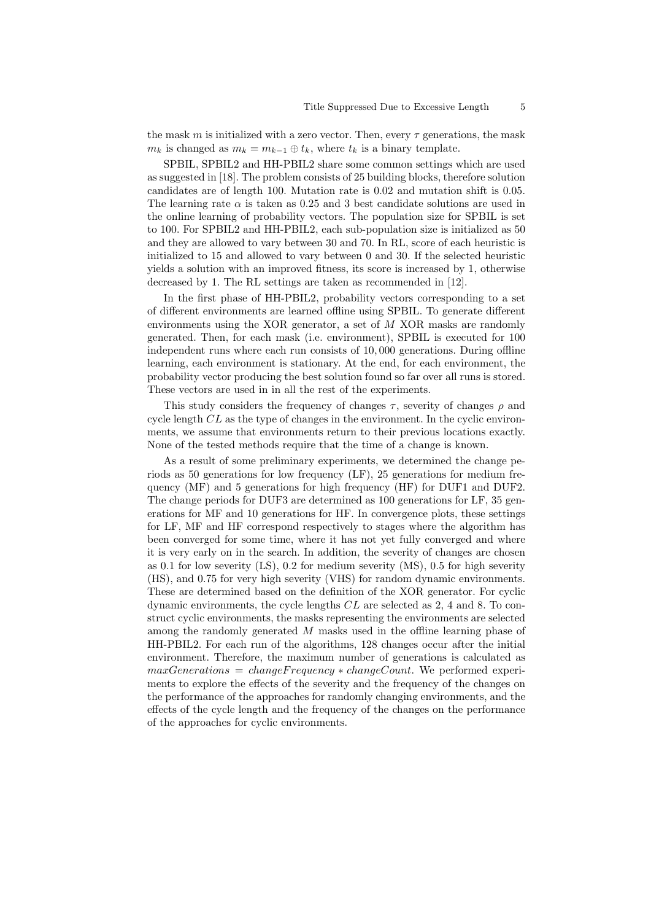the mask $m$ is initialized with a zero vector. Then, every $\tau$ generations, the mask $m_k$ is changed as $m_k = m_{k-1} \oplus t_k$, where $t_k$ is a binary template.

SPBIL, SPBIL2 and HH-PBIL2 share some common settings which are used as suggested in [18]. The problem consists of 25 building blocks, therefore solution candidates are of length 100. Mutation rate is 0.02 and mutation shift is 0.05. The learning rate $\alpha$ is taken as 0.25 and 3 best candidate solutions are used in the online learning of probability vectors. The population size for SPBIL is set to 100. For SPBIL2 and HH-PBIL2, each sub-population size is initialized as 50 and they are allowed to vary between 30 and 70. In RL, score of each heuristic is initialized to 15 and allowed to vary between 0 and 30. If the selected heuristic yields a solution with an improved fitness, its score is increased by 1, otherwise decreased by 1. The RL settings are taken as recommended in [12].

In the first phase of HH-PBIL2, probability vectors corresponding to a set of different environments are learned offline using SPBIL. To generate different environments using the XOR generator, a set of $M$ XOR masks are randomly generated. Then, for each mask (i.e. environment), SPBIL is executed for 100 independent runs where each run consists of 10,000 generations. During offline learning, each environment is stationary. At the end, for each environment, the probability vector producing the best solution found so far over all runs is stored. These vectors are used in in all the rest of the experiments.

This study considers the frequency of changes $\tau$, severity of changes $\rho$ and cycle length $CL$ as the type of changes in the environment. In the cyclic environments, we assume that environments return to their previous locations exactly. None of the tested methods require that the time of a change is known.

As a result of some preliminary experiments, we determined the change periods as 50 generations for low frequency (LF), 25 generations for medium frequency (MF) and 5 generations for high frequency (HF) for DUF1 and DUF2. The change periods for DUF3 are determined as 100 generations for LF, 35 generations for MF and 10 generations for HF. In convergence plots, these settings for LF, MF and HF correspond respectively to stages where the algorithm has been converged for some time, where it has not yet fully converged and where it is very early on in the search. In addition, the severity of changes are chosen as 0.1 for low severity (LS), 0.2 for medium severity (MS), 0.5 for high severity (HS), and 0.75 for very high severity (VHS) for random dynamic environments. These are determined based on the definition of the XOR generator. For cyclic dynamic environments, the cycle lengths $CL$ are selected as 2, 4 and 8. To construct cyclic environments, the masks representing the environments are selected among the randomly generated $M$ masks used in the offline learning phase of HH-PBIL2. For each run of the algorithms, 128 changes occur after the initial environment. Therefore, the maximum number of generations is calculated as $maxGenerations = changeFrequency * changeCount$. We performed experiments to explore the effects of the severity and the frequency of the changes on the performance of the approaches for randomly changing environments, and the effects of the cycle length and the frequency of the changes on the performance of the approaches for cyclic environments.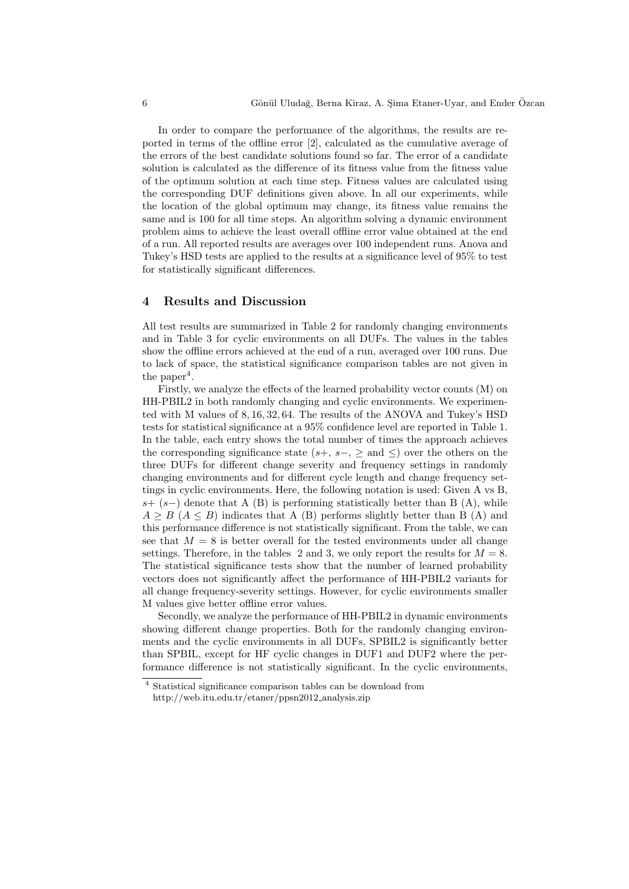In order to compare the performance of the algorithms, the results are reported in terms of the offline error [2], calculated as the cumulative average of the errors of the best candidate solutions found so far. The error of a candidate solution is calculated as the difference of its fitness value from the fitness value of the optimum solution at each time step. Fitness values are calculated using the corresponding DUF definitions given above. In all our experiments, while the location of the global optimum may change, its fitness value remains the same and is 100 for all time steps. An algorithm solving a dynamic environment problem aims to achieve the least overall offline error value obtained at the end of a run. All reported results are averages over 100 independent runs. Anova and Tukey's HSD tests are applied to the results at a significance level of 95% to test for statistically significant differences.

## 4 Results and Discussion

All test results are summarized in Table 2 for randomly changing environments and in Table 3 for cyclic environments on all DUFs. The values in the tables show the offline errors achieved at the end of a run, averaged over 100 runs. Due to lack of space, the statistical significance comparison tables are not given in the paper[4].

Firstly, we analyze the effects of the learned probability vector counts (M) on HH-PBIL2 in both randomly changing and cyclic environments. We experimented with M values of $8, 16, 32, 64$. The results of the ANOVA and Tukey's HSD tests for statistical significance at a 95% confidence level are reported in Table 1. In the table, each entry shows the total number of times the approach achieves the corresponding significance state ($s+$, $s-$, $\geq$ and $\leq$) over the others on the three DUFs for different change severity and frequency settings in randomly changing environments and for different cycle length and change frequency settings in cyclic environments. Here, the following notation is used: Given A vs B, $s+$ ($s-$) denote that A (B) is performing statistically better than B (A), while $A \geq B$ ($A \leq B$) indicates that A (B) performs slightly better than B (A) and this performance difference is not statistically significant. From the table, we can see that $M = 8$ is better overall for the tested environments under all change settings. Therefore, in the tables 2 and 3, we only report the results for $M = 8$. The statistical significance tests show that the number of learned probability vectors does not significantly affect the performance of HH-PBIL2 variants for all change frequency-severity settings. However, for cyclic environments smaller M values give better offline error values.

Secondly, we analyze the performance of HH-PBIL2 in dynamic environments showing different change properties. Both for the randomly changing environments and the cyclic environments in all DUFs, SPBIL2 is significantly better than SPBIL, except for HF cyclic changes in DUF1 and DUF2 where the performance difference is not statistically significant. In the cyclic environments,

[4] Statistical significance comparison tables can be download from http://web.itu.edu.tr/etaner/ppsn2012_analysis.zip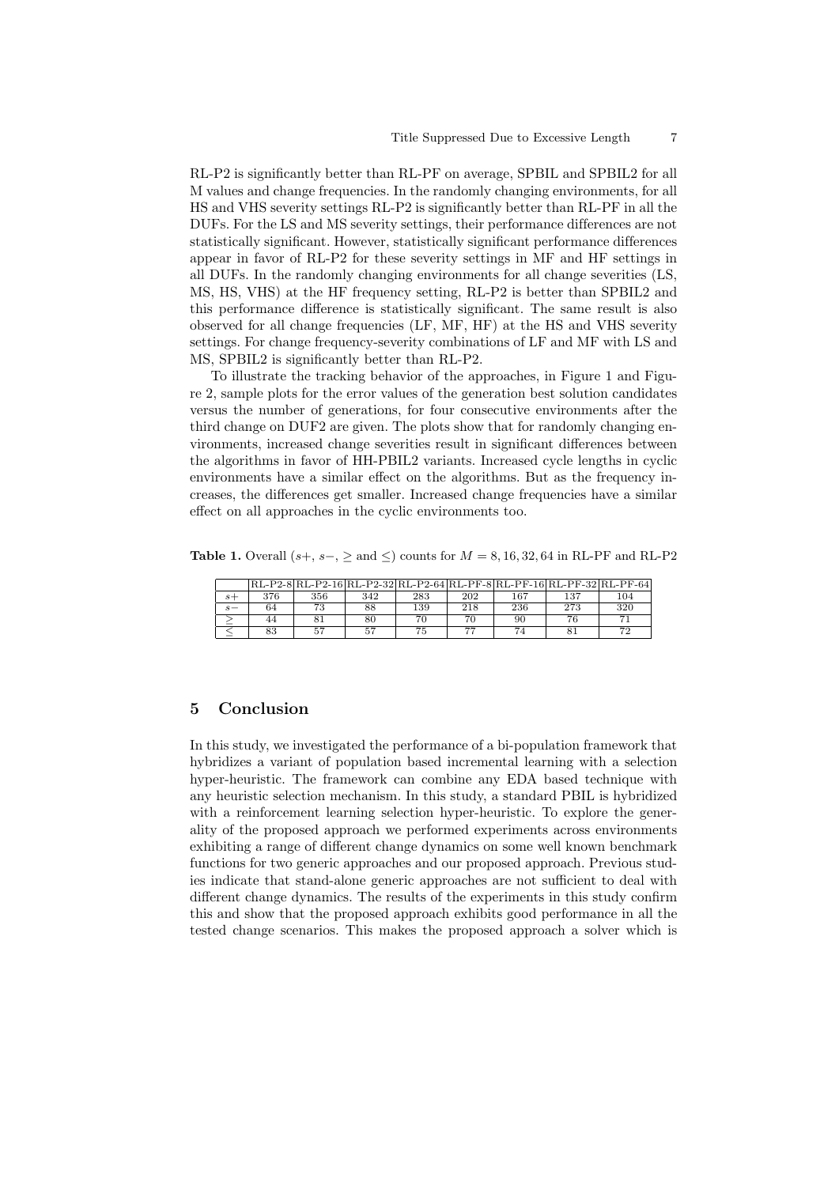RL-P2 is significantly better than RL-PF on average, SPBIL and SPBIL2 for all M values and change frequencies. In the randomly changing environments, for all HS and VHS severity settings RL-P2 is significantly better than RL-PF in all the DUFs. For the LS and MS severity settings, their performance differences are not statistically significant. However, statistically significant performance differences appear in favor of RL-P2 for these severity settings in MF and HF settings in all DUFs. In the randomly changing environments for all change severities (LS, MS, HS, VHS) at the HF frequency setting, RL-P2 is better than SPBIL2 and this performance difference is statistically significant. The same result is also observed for all change frequencies (LF, MF, HF) at the HS and VHS severity settings. For change frequency-severity combinations of LF and MF with LS and MS, SPBIL2 is significantly better than RL-P2.

To illustrate the tracking behavior of the approaches, in Figure 1 and Figure 2, sample plots for the error values of the generation best solution candidates versus the number of generations, for four consecutive environments after the third change on DUF2 are given. The plots show that for randomly changing environments, increased change severities result in significant differences between the algorithms in favor of HH-PBIL2 variants. Increased cycle lengths in cyclic environments have a similar effect on the algorithms. But as the frequency increases, the differences get smaller. Increased change frequencies have a similar effect on all approaches in the cyclic environments too.

**Table 1.** Overall ($s+$, $s-$, $\geq$ and $\leq$) counts for $M = 8, 16, 32, 64$ in RL-PF and RL-P2

| | RL-P2-8 | RL-P2-16 | RL-P2-32 | RL-P2-64 | RL-PF-8 | RL-PF-16 | RL-PF-32 | RL-PF-64 |
|---|---|---|---|---|---|---|---|---|
| $s+$ | 376 | 356 | 342 | 283 | 202 | 167 | 137 | 104 |
| $s-$ | 64 | 73 | 88 | 139 | 218 | 236 | 273 | 320 |
| $\geq$ | 44 | 81 | 80 | 70 | 70 | 90 | 76 | 71 |
| $\leq$ | 83 | 57 | 57 | 75 | 77 | 74 | 81 | 72 |

## 5 Conclusion

In this study, we investigated the performance of a bi-population framework that hybridizes a variant of population based incremental learning with a selection hyper-heuristic. The framework can combine any EDA based technique with any heuristic selection mechanism. In this study, a standard PBIL is hybridized with a reinforcement learning selection hyper-heuristic. To explore the generality of the proposed approach we performed experiments across environments exhibiting a range of different change dynamics on some well known benchmark functions for two generic approaches and our proposed approach. Previous studies indicate that stand-alone generic approaches are not sufficient to deal with different change dynamics. The results of the experiments in this study confirm this and show that the proposed approach exhibits good performance in all the tested change scenarios. This makes the proposed approach a solver which is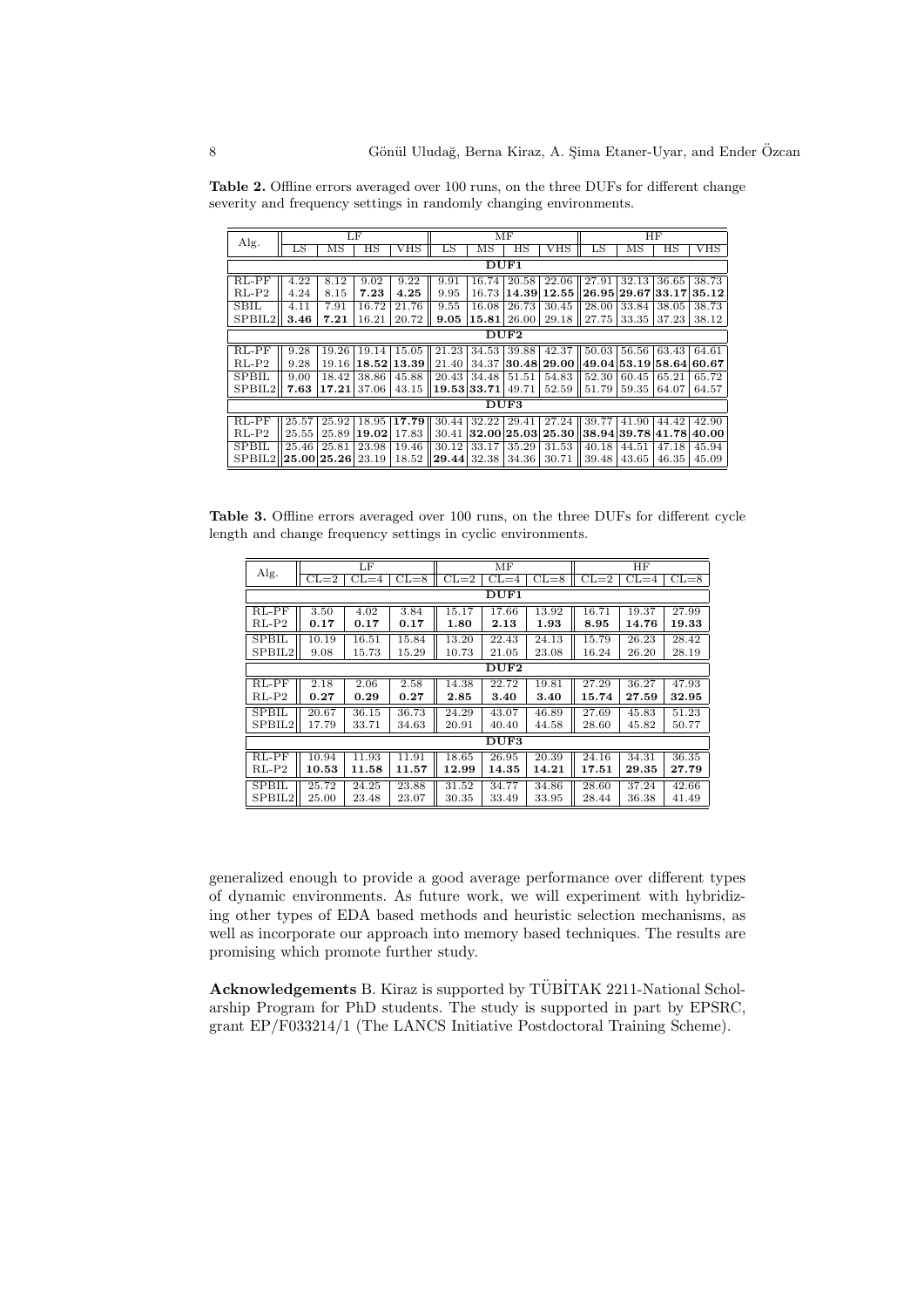**Table 2.** Offline errors averaged over 100 runs, on the three DUFs for different change severity and frequency settings in randomly changing environments.

| Alg. | LF | | | | MF | | | | HF | | | |
|---|---|---|---|---|---|---|---|---|---|---|---|---|
| | LS | MS | HS | VHS | LS | MS | HS | VHS | LS | MS | HS | VHS |
| **DUF1** | | | | | | | | | | | | |
| RL-PF | 4.22 | 8.12 | 9.02 | 9.22 | 9.91 | 16.74 | 20.58 | 22.06 | 27.91 | 32.13 | 36.65 | 38.73 |
| RL-P2 | 4.24 | 8.15 | **7.23** | **4.25** | 9.95 | 16.73 | **14.39** | **12.55** | **26.95** | **29.67** | **33.17** | **35.12** |
| SBIL | 4.11 | 7.91 | 16.72 | 21.76 | 9.55 | 16.08 | 26.73 | 30.45 | 28.00 | 33.84 | 38.05 | 38.73 |
| SPBIL2 | **3.46** | **7.21** | 16.21 | 20.72 | **9.05** | **15.81** | 26.00 | 29.18 | 27.75 | 33.35 | 37.23 | 38.12 |
| **DUF2** | | | | | | | | | | | | |
| RL-PF | 9.28 | 19.26 | 19.14 | 15.05 | 21.23 | 34.53 | 39.88 | 42.37 | 50.03 | 56.56 | 63.43 | 64.61 |
| RL-P2 | 9.28 | 19.16 | **18.52** | **13.39** | 21.40 | 34.37 | **30.48** | **29.00** | **49.04** | **53.19** | **58.64** | **60.67** |
| SPBIL | 9.00 | 18.42 | 38.86 | 45.88 | 20.43 | 34.48 | 51.51 | 54.83 | 52.30 | 60.45 | 65.21 | 65.72 |
| SPBIL2 | **7.63** | **17.21** | 37.06 | 43.15 | **19.53** | **33.71** | 49.71 | 52.59 | 51.79 | 59.35 | 64.07 | 64.57 |
| **DUF3** | | | | | | | | | | | | |
| RL-PF | 25.57 | 25.92 | 18.95 | **17.79** | 30.44 | 32.22 | 29.41 | 27.24 | 39.77 | 41.90 | 44.42 | 42.90 |
| RL-P2 | 25.55 | 25.89 | **19.02** | 17.83 | 30.41 | **32.00** | **25.03** | **25.30** | **38.94** | **39.78** | **41.78** | **40.00** |
| SPBIL | 25.46 | 25.81 | 23.98 | 19.46 | 30.12 | 33.17 | 35.29 | 31.53 | 40.18 | 44.51 | 47.18 | 45.94 |
| SPBIL2 | **25.00** | **25.26** | 23.19 | 18.52 | **29.44** | 32.38 | 34.36 | 30.71 | 39.48 | 43.65 | 46.35 | 45.09 |

**Table 3.** Offline errors averaged over 100 runs, on the three DUFs for different cycle length and change frequency settings in cyclic environments.

| Alg. | LF | | | MF | | | HF | | |
|---|---|---|---|---|---|---|---|---|---|
| | CL=2 | CL=4 | CL=8 | CL=2 | CL=4 | CL=8 | CL=2 | CL=4 | CL=8 |
| **DUF1** | | | | | | | | | |
| RL-PF | 3.50 | 4.02 | 3.84 | 15.17 | 17.66 | 13.92 | 16.71 | 19.37 | 27.99 |
| RL-P2 | **0.17** | **0.17** | **0.17** | **1.80** | **2.13** | **1.93** | **8.95** | **14.76** | **19.33** |
| SPBIL | 10.19 | 16.51 | 15.84 | 13.20 | 22.43 | 24.13 | 15.79 | 26.23 | 28.42 |
| SPBIL2 | 9.08 | 15.73 | 15.29 | 10.73 | 21.05 | 23.08 | 16.24 | 26.20 | 28.19 |
| **DUF2** | | | | | | | | | |
| RL-PF | 2.18 | 2.06 | 2.58 | 14.38 | 22.72 | 19.81 | 27.29 | 36.27 | 47.93 |
| RL-P2 | **0.27** | **0.29** | **0.27** | **2.85** | **3.40** | **3.40** | **15.74** | **27.59** | **32.95** |
| SPBIL | 20.67 | 36.15 | 36.73 | 24.29 | 43.07 | 46.89 | 27.69 | 45.83 | 51.23 |
| SPBIL2 | 17.79 | 33.71 | 34.63 | 20.91 | 40.40 | 44.58 | 28.60 | 45.82 | 50.77 |
| **DUF3** | | | | | | | | | |
| RL-PF | 10.94 | 11.93 | 11.91 | 18.65 | 26.95 | 20.39 | 24.16 | 34.31 | 36.35 |
| RL-P2 | **10.53** | **11.58** | **11.57** | **12.99** | **14.35** | **14.21** | **17.51** | **29.35** | **27.79** |
| SPBIL | 25.72 | 24.25 | 23.88 | 31.52 | 34.77 | 34.86 | 28.60 | 37.24 | 42.66 |
| SPBIL2 | 25.00 | 23.48 | 23.07 | 30.35 | 33.49 | 33.95 | 28.44 | 36.38 | 41.49 |

generalized enough to provide a good average performance over different types of dynamic environments. As future work, we will experiment with hybridizing other types of EDA based methods and heuristic selection mechanisms, as well as incorporate our approach into memory based techniques. The results are promising which promote further study.

**Acknowledgements** B. Kiraz is supported by TÜBİTAK 2211-National Scholarship Program for PhD students. The study is supported in part by EPSRC, grant EP/F033214/1 (The LANCS Initiative Postdoctoral Training Scheme).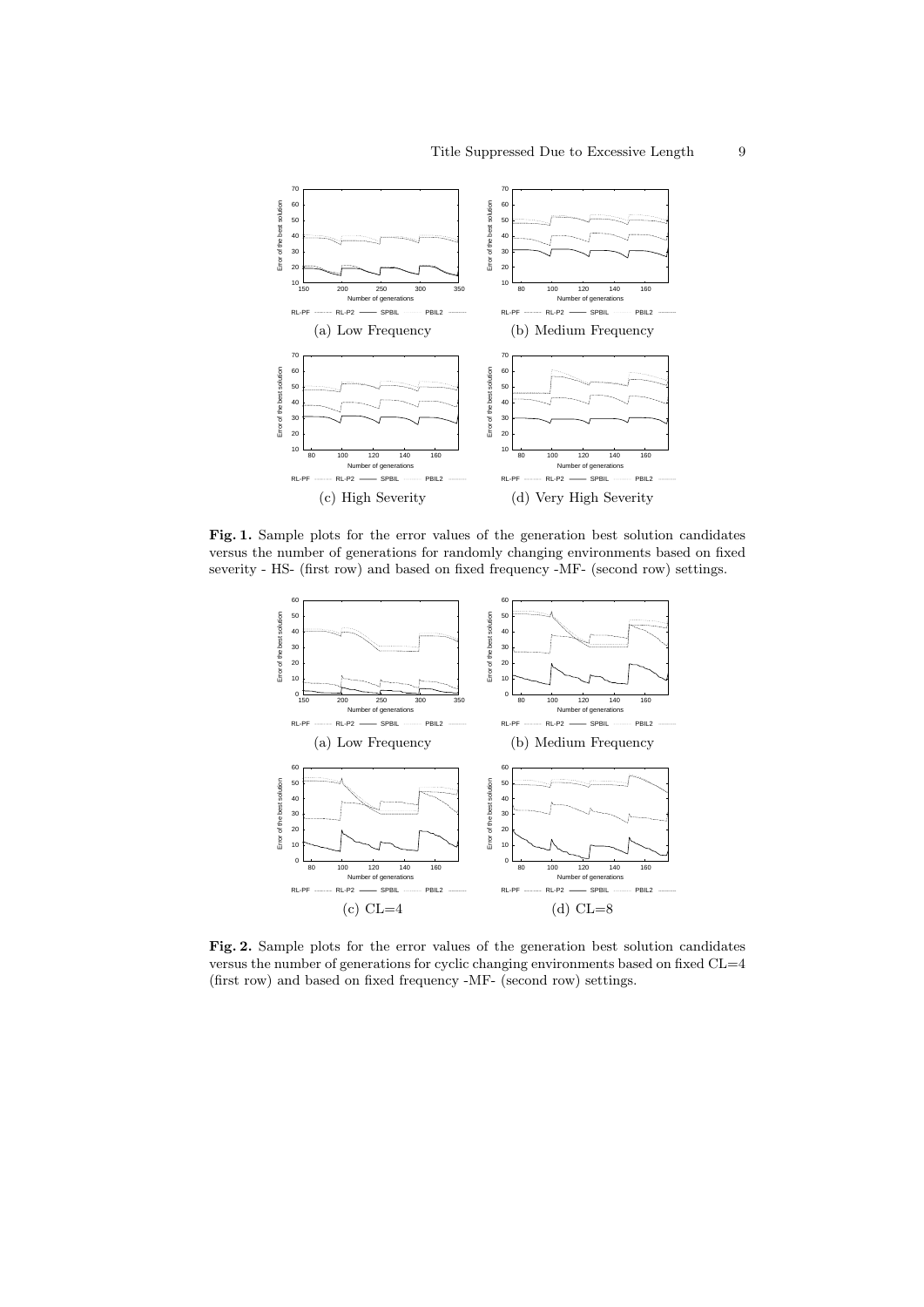(a) Low Frequency

(b) Medium Frequency

(c) High Severity

(d) Very High Severity

**Fig. 1.** Sample plots for the error values of the generation best solution candidates versus the number of generations for randomly changing environments based on fixed severity - HS- (first row) and based on fixed frequency -MF- (second row) settings.

(a) Low Frequency

(b) Medium Frequency

(c) CL=4

(d) CL=8

**Fig. 2.** Sample plots for the error values of the generation best solution candidates versus the number of generations for cyclic changing environments based on fixed CL=4 (first row) and based on fixed frequency -MF- (second row) settings.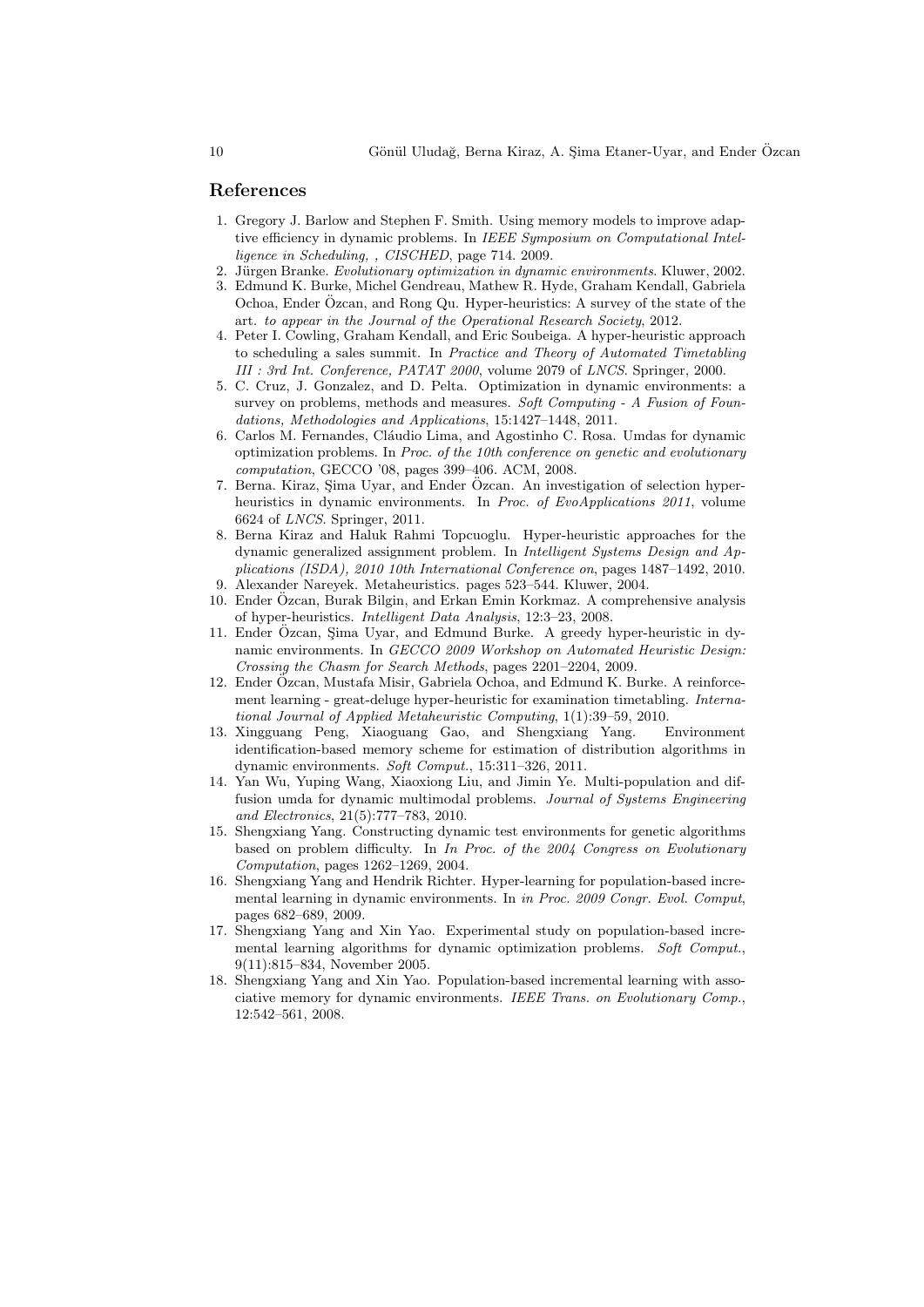## References

1. Gregory J. Barlow and Stephen F. Smith. Using memory models to improve adaptive efficiency in dynamic problems. In *IEEE Symposium on Computational Intelligence in Scheduling, , CISCHED*, page 714. 2009.
2. Jürgen Branke. *Evolutionary optimization in dynamic environments*. Kluwer, 2002.
3. Edmund K. Burke, Michel Gendreau, Mathew R. Hyde, Graham Kendall, Gabriela Ochoa, Ender Özcan, and Rong Qu. Hyper-heuristics: A survey of the state of the art. *to appear in the Journal of the Operational Research Society*, 2012.
4. Peter I. Cowling, Graham Kendall, and Eric Soubeiga. A hyper-heuristic approach to scheduling a sales summit. In *Practice and Theory of Automated Timetabling III : 3rd Int. Conference, PATAT 2000*, volume 2079 of *LNCS*. Springer, 2000.
5. C. Cruz, J. Gonzalez, and D. Pelta. Optimization in dynamic environments: a survey on problems, methods and measures. *Soft Computing - A Fusion of Foundations, Methodologies and Applications*, 15:1427–1448, 2011.
6. Carlos M. Fernandes, Cláudio Lima, and Agostinho C. Rosa. Umdas for dynamic optimization problems. In *Proc. of the 10th conference on genetic and evolutionary computation*, GECCO '08, pages 399–406. ACM, 2008.
7. Berna. Kiraz, Şima Uyar, and Ender Özcan. An investigation of selection hyper-heuristics in dynamic environments. In *Proc. of EvoApplications 2011*, volume 6624 of *LNCS*. Springer, 2011.
8. Berna Kiraz and Haluk Rahmi Topcuoglu. Hyper-heuristic approaches for the dynamic generalized assignment problem. In *Intelligent Systems Design and Applications (ISDA), 2010 10th International Conference on*, pages 1487–1492, 2010.
9. Alexander Nareyek. Metaheuristics. pages 523–544. Kluwer, 2004.
10. Ender Özcan, Burak Bilgin, and Erkan Emin Korkmaz. A comprehensive analysis of hyper-heuristics. *Intelligent Data Analysis*, 12:3–23, 2008.
11. Ender Özcan, Şima Uyar, and Edmund Burke. A greedy hyper-heuristic in dynamic environments. In *GECCO 2009 Workshop on Automated Heuristic Design: Crossing the Chasm for Search Methods*, pages 2201–2204, 2009.
12. Ender Özcan, Mustafa Misir, Gabriela Ochoa, and Edmund K. Burke. A reinforcement learning - great-deluge hyper-heuristic for examination timetabling. *International Journal of Applied Metaheuristic Computing*, 1(1):39–59, 2010.
13. Xingguang Peng, Xiaoguang Gao, and Shengxiang Yang. Environment identification-based memory scheme for estimation of distribution algorithms in dynamic environments. *Soft Comput.*, 15:311–326, 2011.
14. Yan Wu, Yuping Wang, Xiaoxiong Liu, and Jimin Ye. Multi-population and diffusion umda for dynamic multimodal problems. *Journal of Systems Engineering and Electronics*, 21(5):777–783, 2010.
15. Shengxiang Yang. Constructing dynamic test environments for genetic algorithms based on problem difficulty. In *In Proc. of the 2004 Congress on Evolutionary Computation*, pages 1262–1269, 2004.
16. Shengxiang Yang and Hendrik Richter. Hyper-learning for population-based incremental learning in dynamic environments. In *in Proc. 2009 Congr. Evol. Comput*, pages 682–689, 2009.
17. Shengxiang Yang and Xin Yao. Experimental study on population-based incremental learning algorithms for dynamic optimization problems. *Soft Comput.*, 9(11):815–834, November 2005.
18. Shengxiang Yang and Xin Yao. Population-based incremental learning with associative memory for dynamic environments. *IEEE Trans. on Evolutionary Comp.*, 12:542–561, 2008.